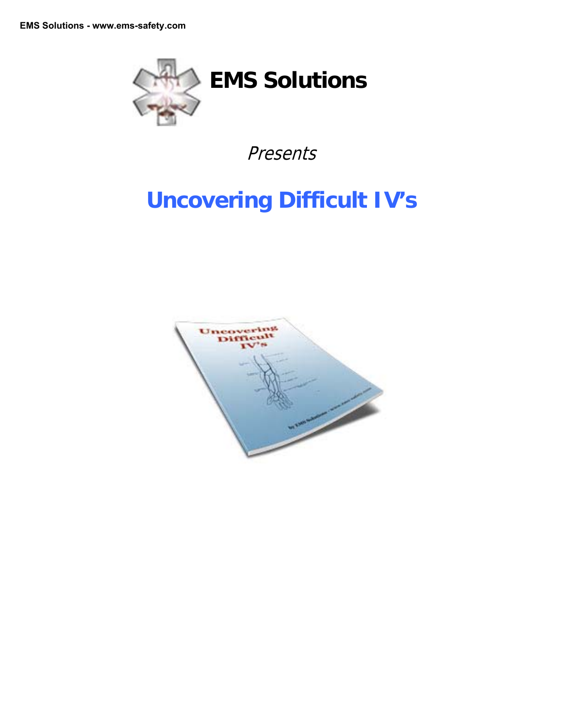# EMS Solutions

*Presents*

## Uncovering Difficult IV's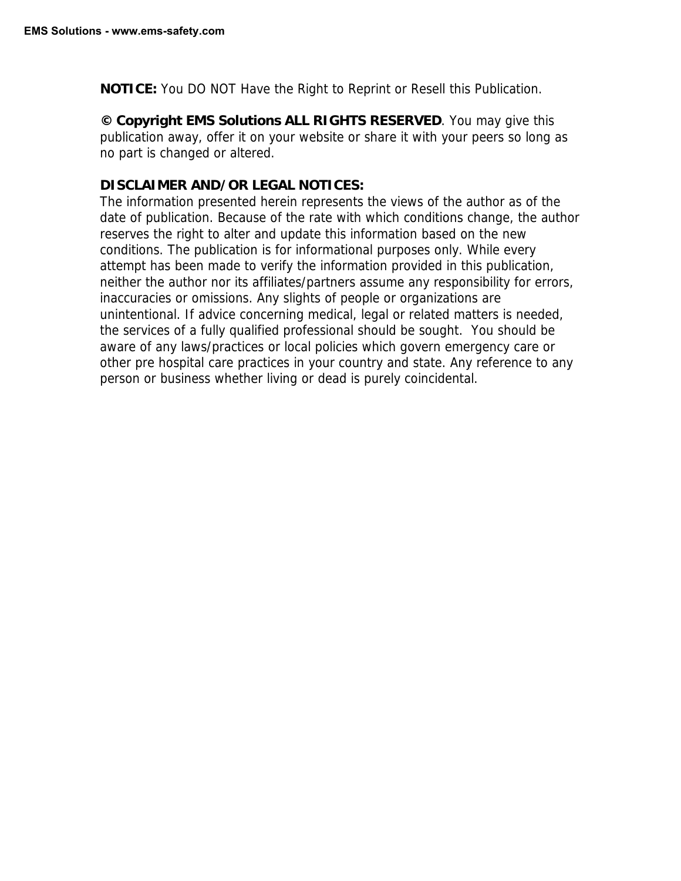**NOTICE:** You DO NOT Have the Right to Reprint or Resell this Publication.

**© Copyright EMS Solutions ALL RIGHTS RESERVED**. You may give this publication away, offer it on your website or share it with your peers so long as no part is changed or altered.

**DISCLAIMER AND/OR LEGAL NOTICES:**
The information presented herein represents the views of the author as of the date of publication. Because of the rate with which conditions change, the author reserves the right to alter and update this information based on the new conditions. The publication is for informational purposes only. While every attempt has been made to verify the information provided in this publication, neither the author nor its affiliates/partners assume any responsibility for errors, inaccuracies or omissions. Any slights of people or organizations are unintentional. If advice concerning medical, legal or related matters is needed, the services of a fully qualified professional should be sought. You should be aware of any laws/practices or local policies which govern emergency care or other pre hospital care practices in your country and state. Any reference to any person or business whether living or dead is purely coincidental.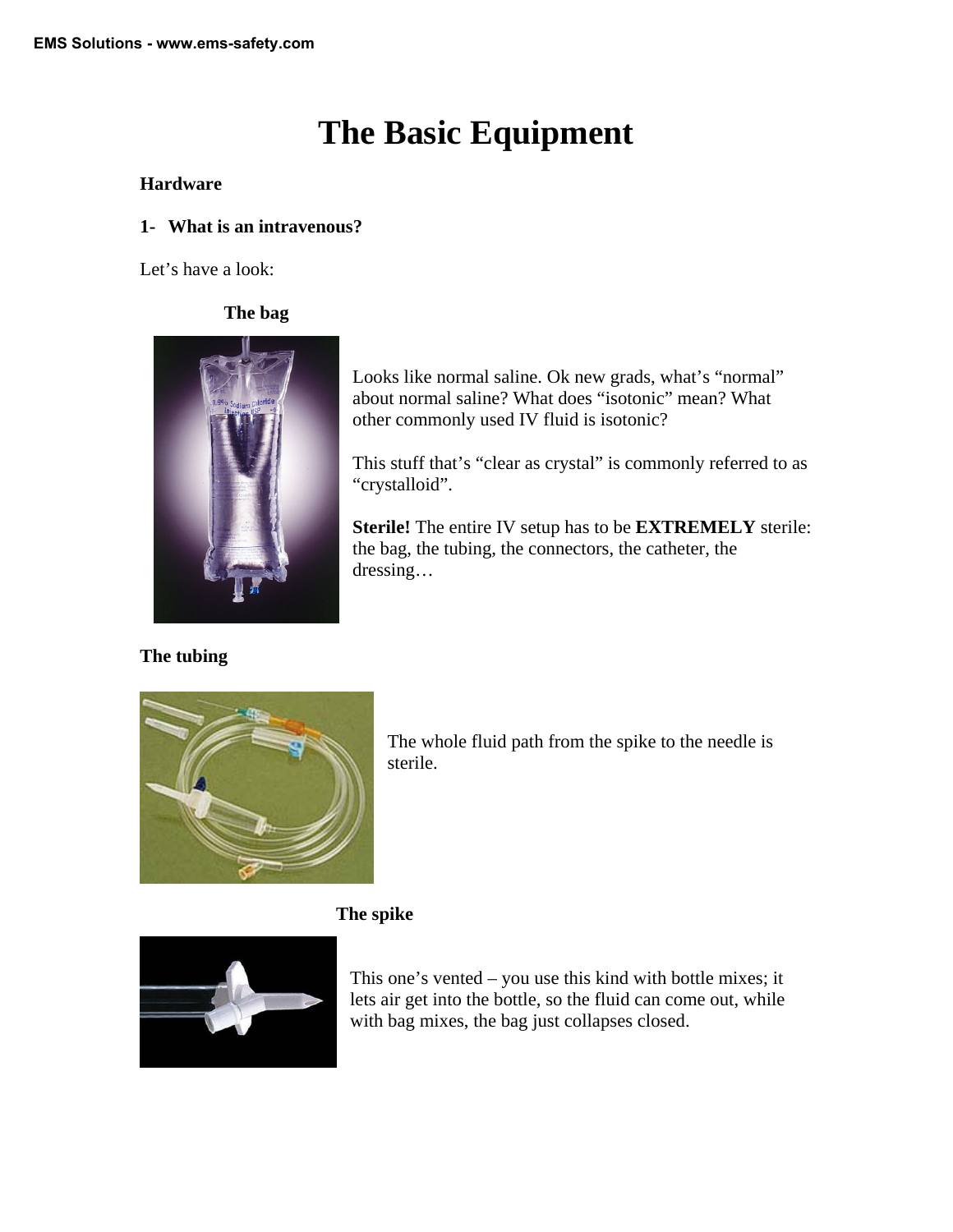# The Basic Equipment

**Hardware**

**1- What is an intravenous?**

Let's have a look:

**The bag**

Looks like normal saline. Ok new grads, what's "normal" about normal saline? What does "isotonic" mean? What other commonly used IV fluid is isotonic?

This stuff that's "clear as crystal" is commonly referred to as "crystalloid".

**Sterile!** The entire IV setup has to be **EXTREMELY** sterile: the bag, the tubing, the connectors, the catheter, the dressing…

**The tubing**

The whole fluid path from the spike to the needle is sterile.

**The spike**

This one's vented – you use this kind with bottle mixes; it lets air get into the bottle, so the fluid can come out, while with bag mixes, the bag just collapses closed.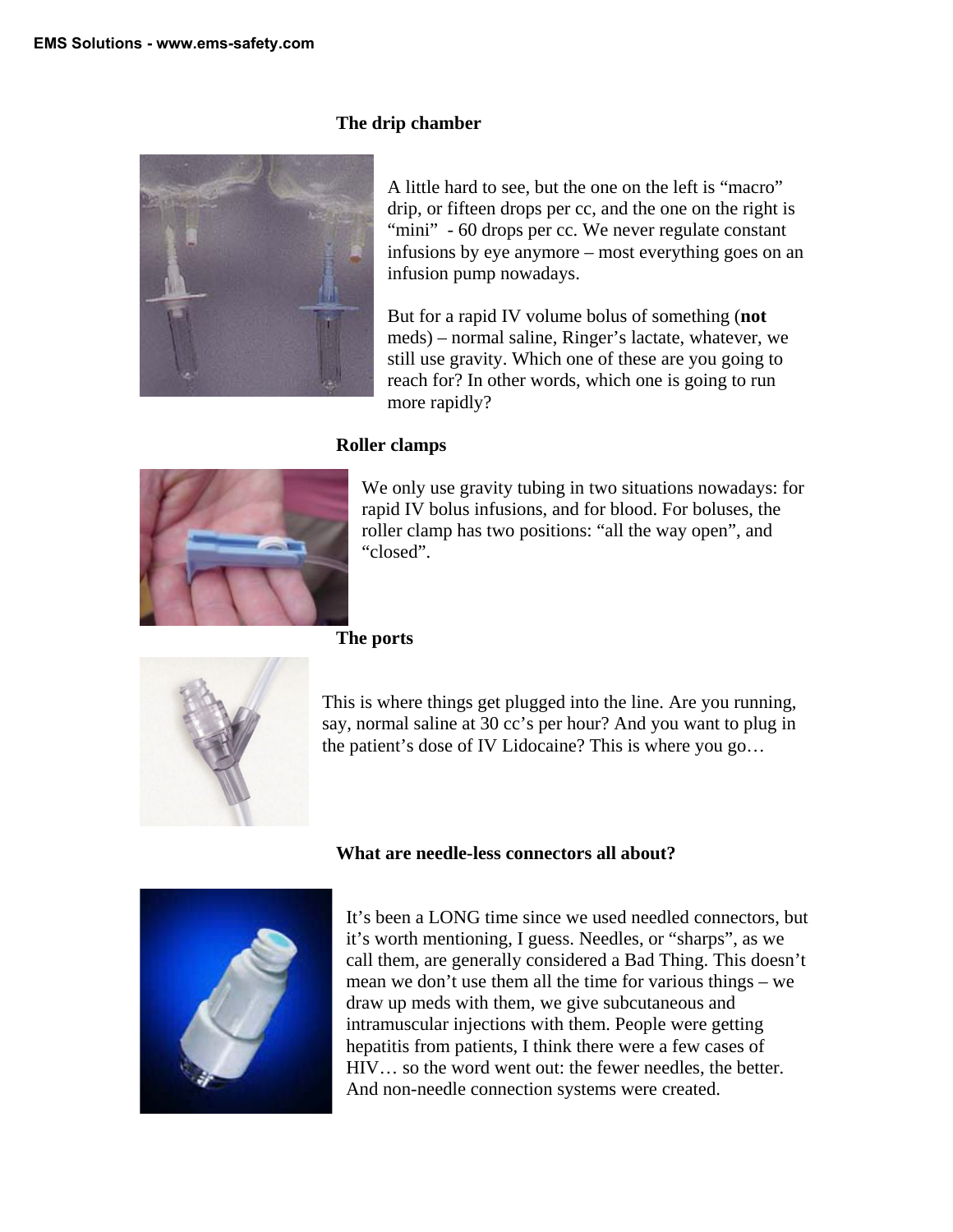### The drip chamber

A little hard to see, but the one on the left is “macro” drip, or fifteen drops per cc, and the one on the right is “mini” - 60 drops per cc. We never regulate constant infusions by eye anymore – most everything goes on an infusion pump nowadays.

But for a rapid IV volume bolus of something (**not** meds) – normal saline, Ringer’s lactate, whatever, we still use gravity. Which one of these are you going to reach for? In other words, which one is going to run more rapidly?

### Roller clamps

We only use gravity tubing in two situations nowadays: for rapid IV bolus infusions, and for blood. For boluses, the roller clamp has two positions: “all the way open”, and “closed”.

### The ports

This is where things get plugged into the line. Are you running, say, normal saline at 30 cc’s per hour? And you want to plug in the patient’s dose of IV Lidocaine? This is where you go…

### What are needle-less connectors all about?

It’s been a LONG time since we used needled connectors, but it’s worth mentioning, I guess. Needles, or “sharps”, as we call them, are generally considered a Bad Thing. This doesn’t mean we don’t use them all the time for various things – we draw up meds with them, we give subcutaneous and intramuscular injections with them. People were getting hepatitis from patients, I think there were a few cases of HIV… so the word went out: the fewer needles, the better. And non-needle connection systems were created.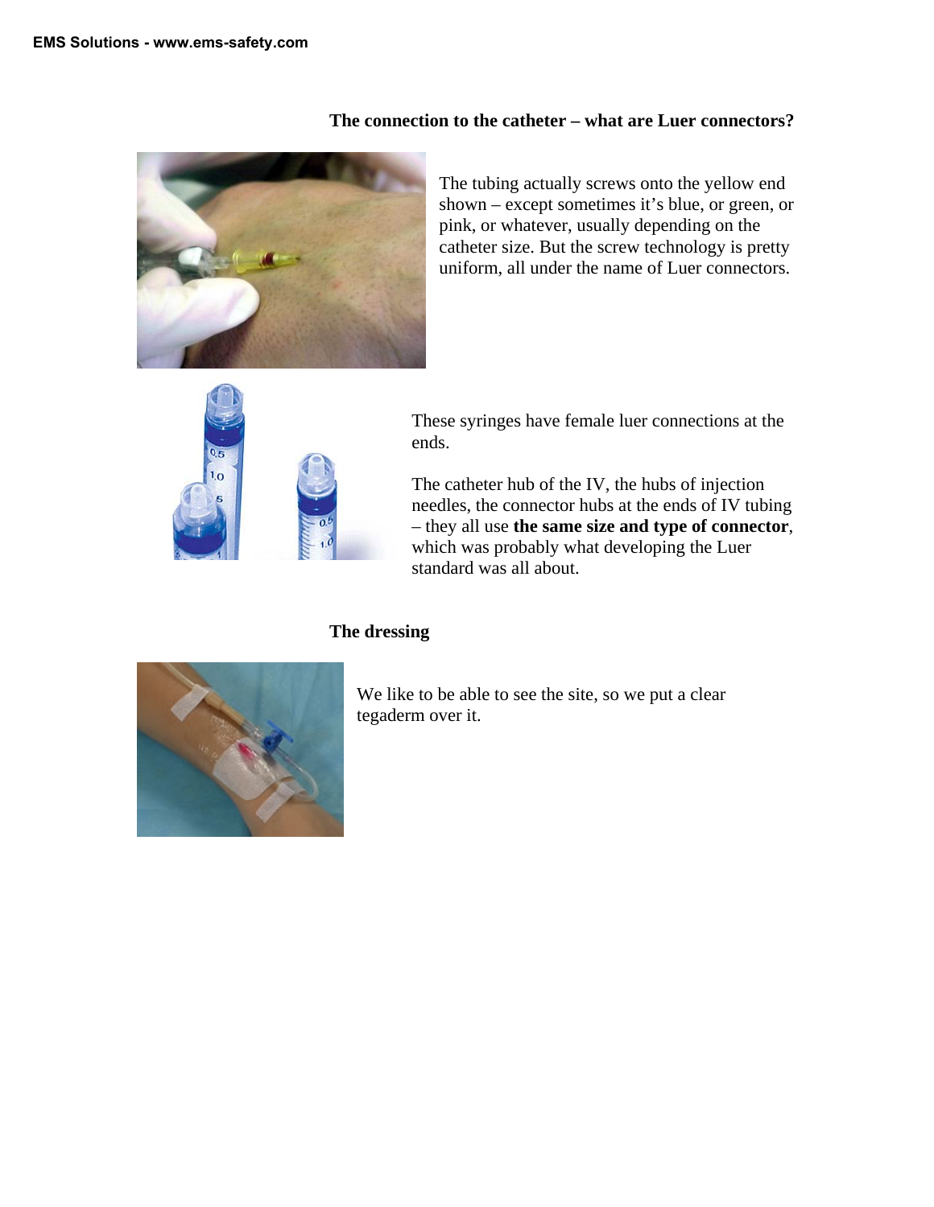### The connection to the catheter – what are Luer connectors?

The tubing actually screws onto the yellow end shown – except sometimes it's blue, or green, or pink, or whatever, usually depending on the catheter size. But the screw technology is pretty uniform, all under the name of Luer connectors.

These syringes have female luer connections at the ends.

The catheter hub of the IV, the hubs of injection needles, the connector hubs at the ends of IV tubing – they all use **the same size and type of connector**, which was probably what developing the Luer standard was all about.

### The dressing

We like to be able to see the site, so we put a clear tegaderm over it.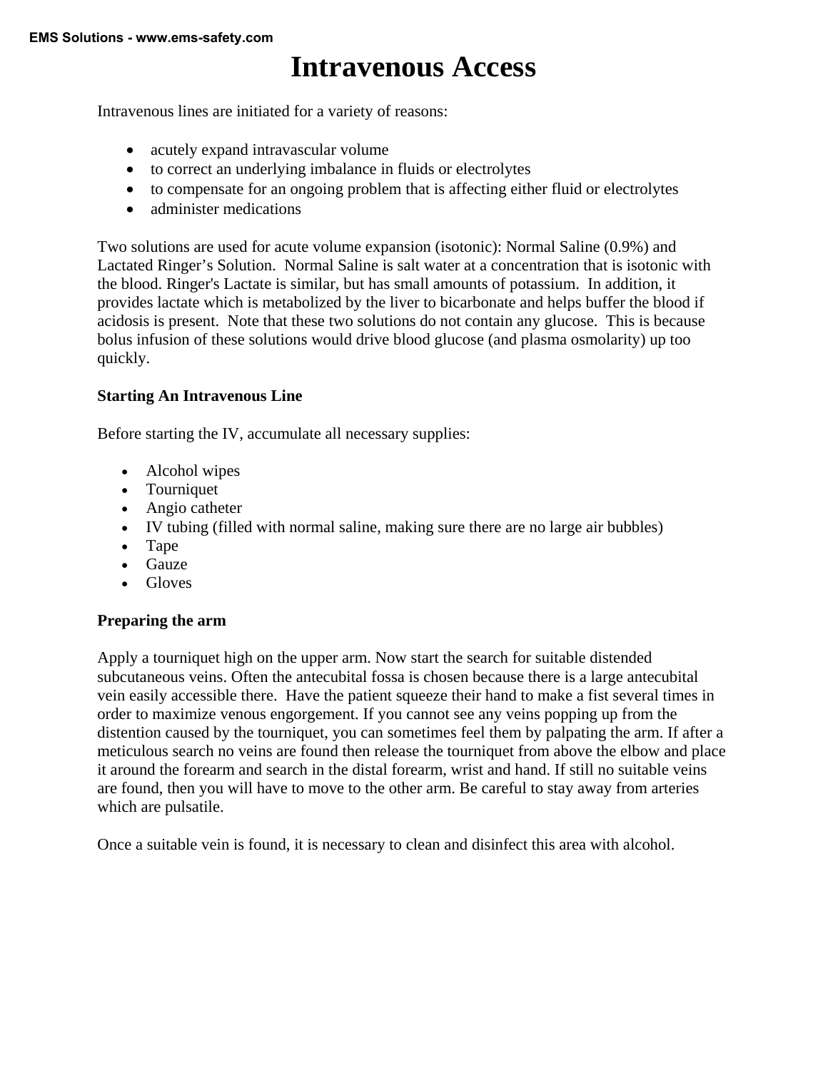# Intravenous Access

Intravenous lines are initiated for a variety of reasons:

- acutely expand intravascular volume
- to correct an underlying imbalance in fluids or electrolytes
- to compensate for an ongoing problem that is affecting either fluid or electrolytes
- administer medications

Two solutions are used for acute volume expansion (isotonic): Normal Saline (0.9%) and Lactated Ringer's Solution. Normal Saline is salt water at a concentration that is isotonic with the blood. Ringer's Lactate is similar, but has small amounts of potassium. In addition, it provides lactate which is metabolized by the liver to bicarbonate and helps buffer the blood if acidosis is present. Note that these two solutions do not contain any glucose. This is because bolus infusion of these solutions would drive blood glucose (and plasma osmolarity) up too quickly.

**Starting An Intravenous Line**

Before starting the IV, accumulate all necessary supplies:

- Alcohol wipes
- Tourniquet
- Angio catheter
- IV tubing (filled with normal saline, making sure there are no large air bubbles)
- Tape
- Gauze
- Gloves

**Preparing the arm**

Apply a tourniquet high on the upper arm. Now start the search for suitable distended subcutaneous veins. Often the antecubital fossa is chosen because there is a large antecubital vein easily accessible there. Have the patient squeeze their hand to make a fist several times in order to maximize venous engorgement. If you cannot see any veins popping up from the distention caused by the tourniquet, you can sometimes feel them by palpating the arm. If after a meticulous search no veins are found then release the tourniquet from above the elbow and place it around the forearm and search in the distal forearm, wrist and hand. If still no suitable veins are found, then you will have to move to the other arm. Be careful to stay away from arteries which are pulsatile.

Once a suitable vein is found, it is necessary to clean and disinfect this area with alcohol.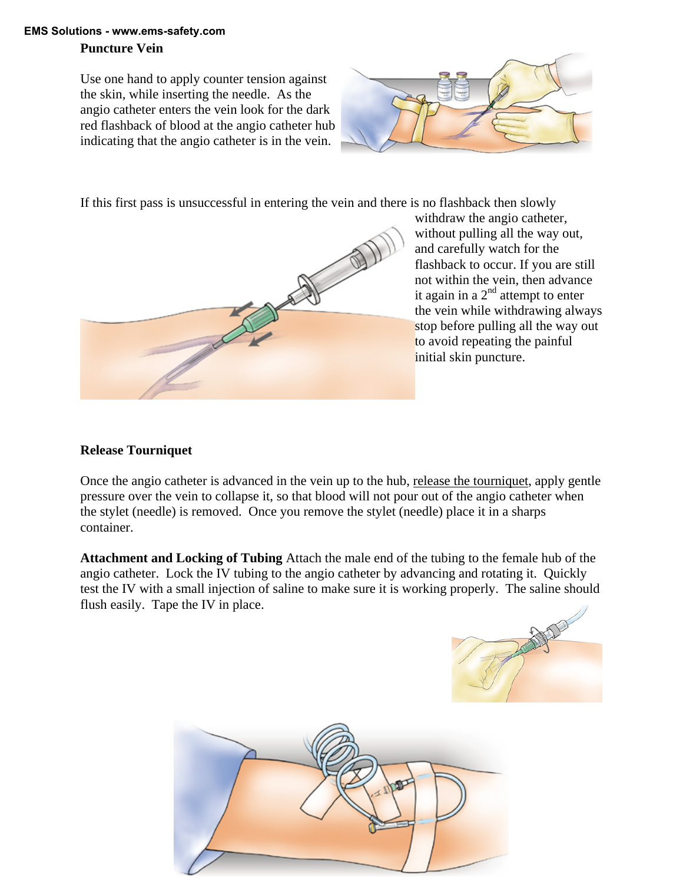### Puncture Vein

Use one hand to apply counter tension against the skin, while inserting the needle. As the angio catheter enters the vein look for the dark red flashback of blood at the angio catheter hub indicating that the angio catheter is in the vein.

If this first pass is unsuccessful in entering the vein and there is no flashback then slowly withdraw the angio catheter, without pulling all the way out, and carefully watch for the flashback to occur. If you are still not within the vein, then advance it again in a 2nd attempt to enter the vein while withdrawing always stop before pulling all the way out to avoid repeating the painful initial skin puncture.

### Release Tourniquet

Once the angio catheter is advanced in the vein up to the hub, release the tourniquet, apply gentle pressure over the vein to collapse it, so that blood will not pour out of the angio catheter when the stylet (needle) is removed. Once you remove the stylet (needle) place it in a sharps container.

**Attachment and Locking of Tubing** Attach the male end of the tubing to the female hub of the angio catheter. Lock the IV tubing to the angio catheter by advancing and rotating it. Quickly test the IV with a small injection of saline to make sure it is working properly. The saline should flush easily. Tape the IV in place.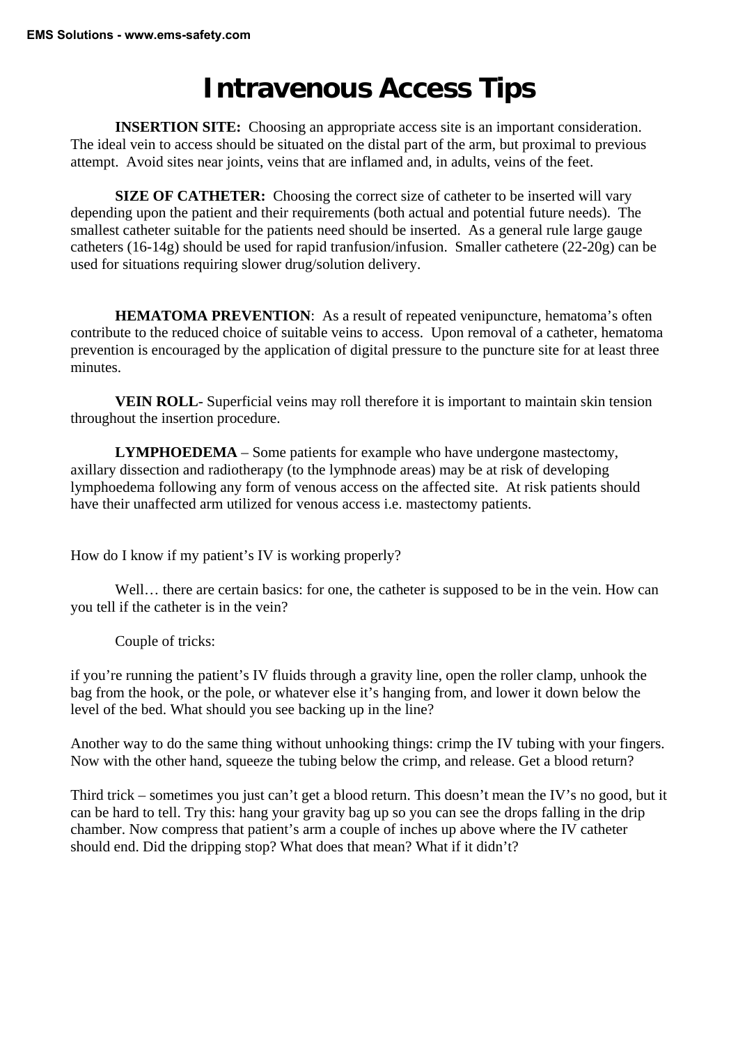# Intravenous Access Tips

**INSERTION SITE:** Choosing an appropriate access site is an important consideration. The ideal vein to access should be situated on the distal part of the arm, but proximal to previous attempt. Avoid sites near joints, veins that are inflamed and, in adults, veins of the feet.

**SIZE OF CATHETER:** Choosing the correct size of catheter to be inserted will vary depending upon the patient and their requirements (both actual and potential future needs). The smallest catheter suitable for the patients need should be inserted. As a general rule large gauge catheters (16-14g) should be used for rapid tranfusion/infusion. Smaller cathetere (22-20g) can be used for situations requiring slower drug/solution delivery.

**HEMATOMA PREVENTION**: As a result of repeated venipuncture, hematoma's often contribute to the reduced choice of suitable veins to access. Upon removal of a catheter, hematoma prevention is encouraged by the application of digital pressure to the puncture site for at least three minutes.

**VEIN ROLL**- Superficial veins may roll therefore it is important to maintain skin tension throughout the insertion procedure.

**LYMPHOEDEMA** – Some patients for example who have undergone mastectomy, axillary dissection and radiotherapy (to the lymphnode areas) may be at risk of developing lymphoedema following any form of venous access on the affected site. At risk patients should have their unaffected arm utilized for venous access i.e. mastectomy patients.

How do I know if my patient's IV is working properly?

Well… there are certain basics: for one, the catheter is supposed to be in the vein. How can you tell if the catheter is in the vein?

Couple of tricks:

if you're running the patient's IV fluids through a gravity line, open the roller clamp, unhook the bag from the hook, or the pole, or whatever else it's hanging from, and lower it down below the level of the bed. What should you see backing up in the line?

Another way to do the same thing without unhooking things: crimp the IV tubing with your fingers. Now with the other hand, squeeze the tubing below the crimp, and release. Get a blood return?

Third trick – sometimes you just can't get a blood return. This doesn't mean the IV's no good, but it can be hard to tell. Try this: hang your gravity bag up so you can see the drops falling in the drip chamber. Now compress that patient's arm a couple of inches up above where the IV catheter should end. Did the dripping stop? What does that mean? What if it didn't?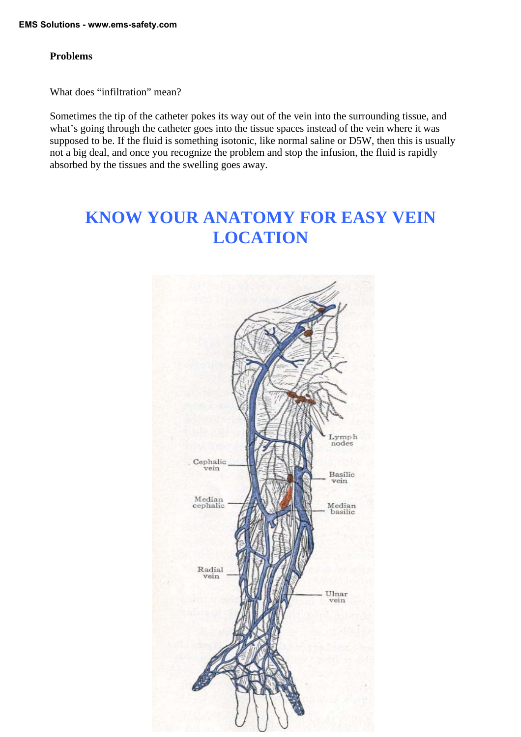**Problems**

What does "infiltration" mean?

Sometimes the tip of the catheter pokes its way out of the vein into the surrounding tissue, and what's going through the catheter goes into the tissue spaces instead of the vein where it was supposed to be. If the fluid is something isotonic, like normal saline or D5W, then this is usually not a big deal, and once you recognize the problem and stop the infusion, the fluid is rapidly absorbed by the tissues and the swelling goes away.

# KNOW YOUR ANATOMY FOR EASY VEIN LOCATION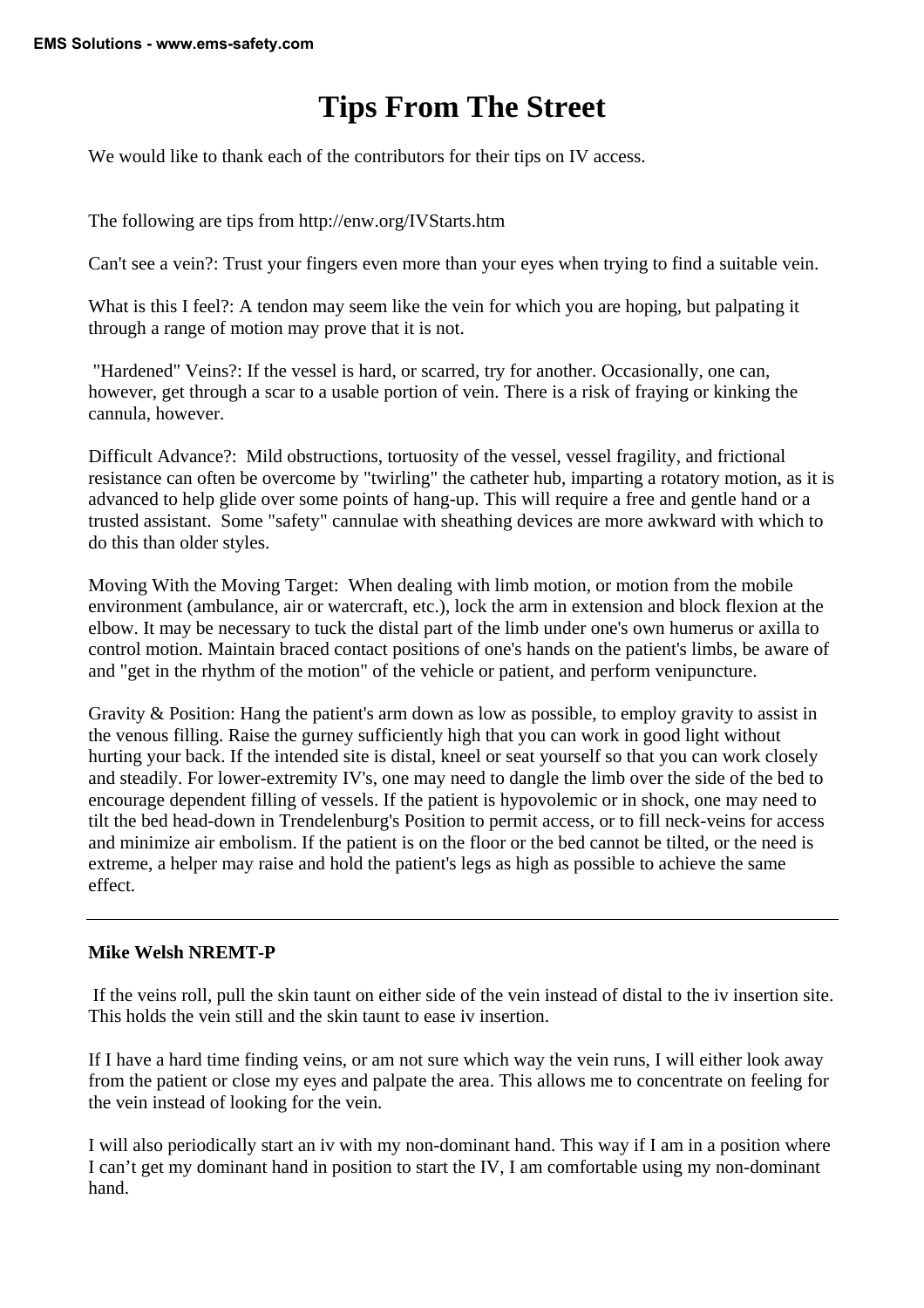# Tips From The Street

We would like to thank each of the contributors for their tips on IV access.

The following are tips from http://enw.org/IVStarts.htm

Can't see a vein?: Trust your fingers even more than your eyes when trying to find a suitable vein.

What is this I feel?: A tendon may seem like the vein for which you are hoping, but palpating it through a range of motion may prove that it is not.

"Hardened" Veins?: If the vessel is hard, or scarred, try for another. Occasionally, one can, however, get through a scar to a usable portion of vein. There is a risk of fraying or kinking the cannula, however.

Difficult Advance?: Mild obstructions, tortuosity of the vessel, vessel fragility, and frictional resistance can often be overcome by "twirling" the catheter hub, imparting a rotatory motion, as it is advanced to help glide over some points of hang-up. This will require a free and gentle hand or a trusted assistant. Some "safety" cannulae with sheathing devices are more awkward with which to do this than older styles.

Moving With the Moving Target: When dealing with limb motion, or motion from the mobile environment (ambulance, air or watercraft, etc.), lock the arm in extension and block flexion at the elbow. It may be necessary to tuck the distal part of the limb under one's own humerus or axilla to control motion. Maintain braced contact positions of one's hands on the patient's limbs, be aware of and "get in the rhythm of the motion" of the vehicle or patient, and perform venipuncture.

Gravity & Position: Hang the patient's arm down as low as possible, to employ gravity to assist in the venous filling. Raise the gurney sufficiently high that you can work in good light without hurting your back. If the intended site is distal, kneel or seat yourself so that you can work closely and steadily. For lower-extremity IV's, one may need to dangle the limb over the side of the bed to encourage dependent filling of vessels. If the patient is hypovolemic or in shock, one may need to tilt the bed head-down in Trendelenburg's Position to permit access, or to fill neck-veins for access and minimize air embolism. If the patient is on the floor or the bed cannot be tilted, or the need is extreme, a helper may raise and hold the patient's legs as high as possible to achieve the same effect.

---

**Mike Welsh NREMT-P**

If the veins roll, pull the skin taunt on either side of the vein instead of distal to the iv insertion site. This holds the vein still and the skin taunt to ease iv insertion.

If I have a hard time finding veins, or am not sure which way the vein runs, I will either look away from the patient or close my eyes and palpate the area. This allows me to concentrate on feeling for the vein instead of looking for the vein.

I will also periodically start an iv with my non-dominant hand. This way if I am in a position where I can't get my dominant hand in position to start the IV, I am comfortable using my non-dominant hand.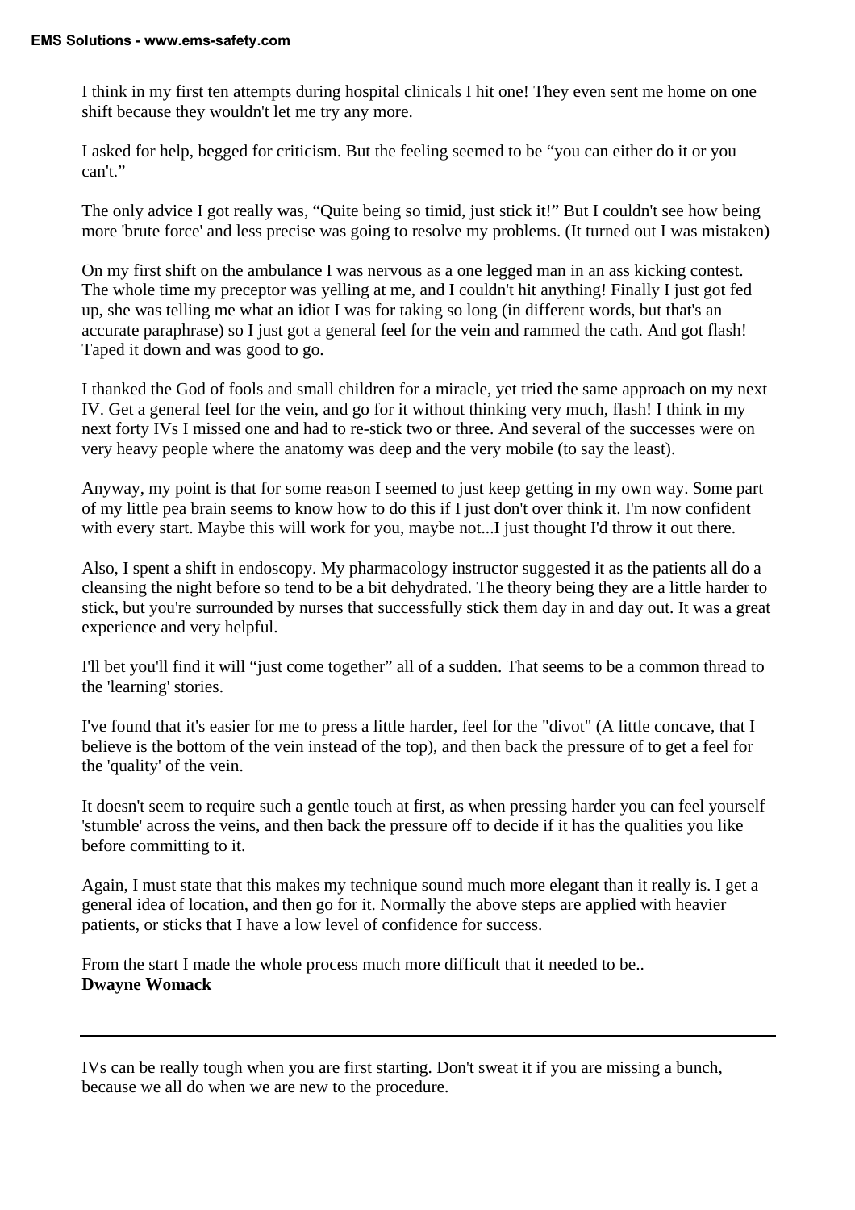I think in my first ten attempts during hospital clinicals I hit one! They even sent me home on one shift because they wouldn't let me try any more.

I asked for help, begged for criticism. But the feeling seemed to be "you can either do it or you can't."

The only advice I got really was, "Quite being so timid, just stick it!" But I couldn't see how being more 'brute force' and less precise was going to resolve my problems. (It turned out I was mistaken)

On my first shift on the ambulance I was nervous as a one legged man in an ass kicking contest. The whole time my preceptor was yelling at me, and I couldn't hit anything! Finally I just got fed up, she was telling me what an idiot I was for taking so long (in different words, but that's an accurate paraphrase) so I just got a general feel for the vein and rammed the cath. And got flash! Taped it down and was good to go.

I thanked the God of fools and small children for a miracle, yet tried the same approach on my next IV. Get a general feel for the vein, and go for it without thinking very much, flash! I think in my next forty IVs I missed one and had to re-stick two or three. And several of the successes were on very heavy people where the anatomy was deep and the very mobile (to say the least).

Anyway, my point is that for some reason I seemed to just keep getting in my own way. Some part of my little pea brain seems to know how to do this if I just don't over think it. I'm now confident with every start. Maybe this will work for you, maybe not...I just thought I'd throw it out there.

Also, I spent a shift in endoscopy. My pharmacology instructor suggested it as the patients all do a cleansing the night before so tend to be a bit dehydrated. The theory being they are a little harder to stick, but you're surrounded by nurses that successfully stick them day in and day out. It was a great experience and very helpful.

I'll bet you'll find it will "just come together" all of a sudden. That seems to be a common thread to the 'learning' stories.

I've found that it's easier for me to press a little harder, feel for the "divot" (A little concave, that I believe is the bottom of the vein instead of the top), and then back the pressure of to get a feel for the 'quality' of the vein.

It doesn't seem to require such a gentle touch at first, as when pressing harder you can feel yourself 'stumble' across the veins, and then back the pressure off to decide if it has the qualities you like before committing to it.

Again, I must state that this makes my technique sound much more elegant than it really is. I get a general idea of location, and then go for it. Normally the above steps are applied with heavier patients, or sticks that I have a low level of confidence for success.

From the start I made the whole process much more difficult that it needed to be..
**Dwayne Womack**

---

IVs can be really tough when you are first starting. Don't sweat it if you are missing a bunch, because we all do when we are new to the procedure.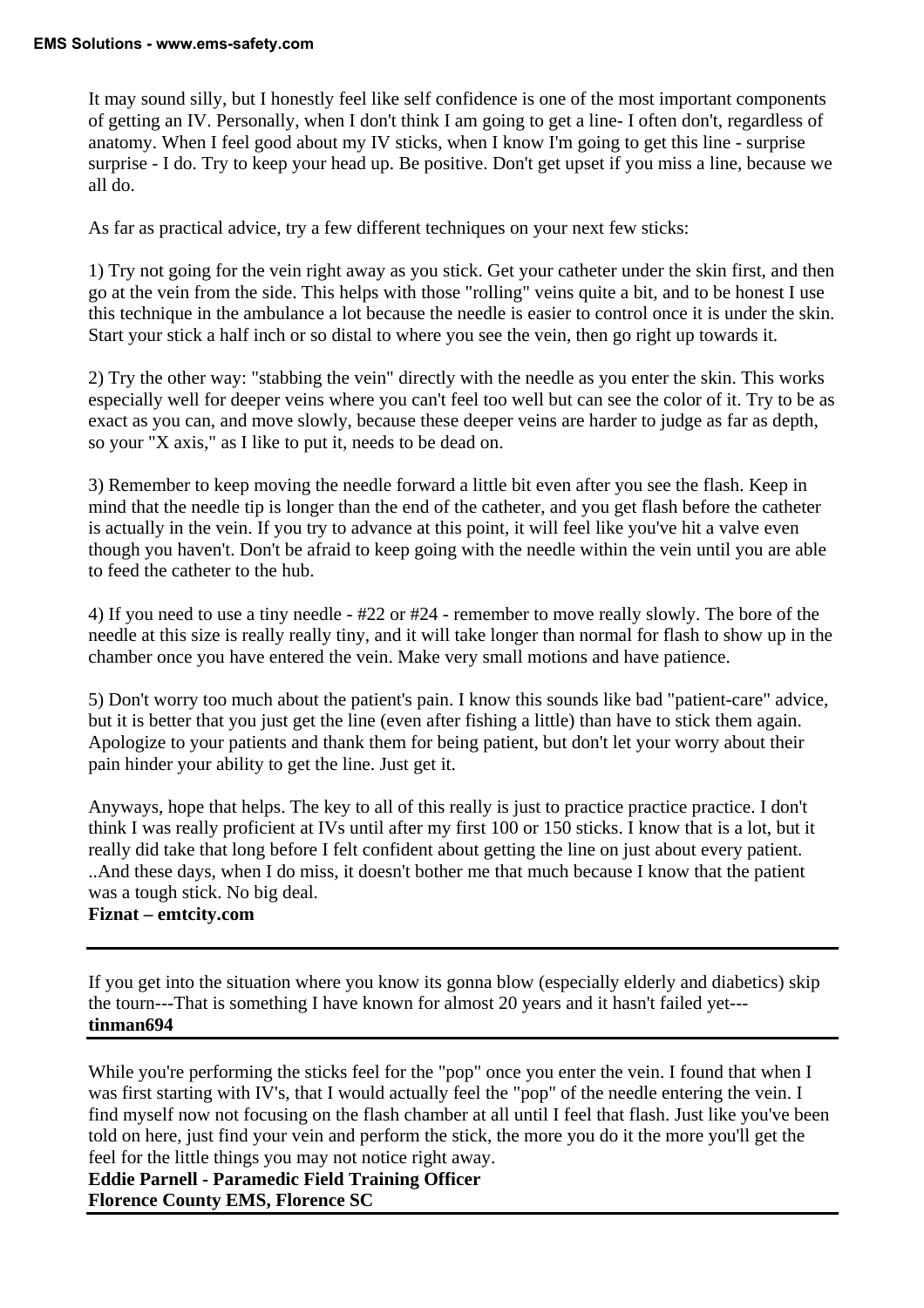It may sound silly, but I honestly feel like self confidence is one of the most important components of getting an IV. Personally, when I don't think I am going to get a line- I often don't, regardless of anatomy. When I feel good about my IV sticks, when I know I'm going to get this line - surprise surprise - I do. Try to keep your head up. Be positive. Don't get upset if you miss a line, because we all do.

As far as practical advice, try a few different techniques on your next few sticks:

1) Try not going for the vein right away as you stick. Get your catheter under the skin first, and then go at the vein from the side. This helps with those "rolling" veins quite a bit, and to be honest I use this technique in the ambulance a lot because the needle is easier to control once it is under the skin. Start your stick a half inch or so distal to where you see the vein, then go right up towards it.

2) Try the other way: "stabbing the vein" directly with the needle as you enter the skin. This works especially well for deeper veins where you can't feel too well but can see the color of it. Try to be as exact as you can, and move slowly, because these deeper veins are harder to judge as far as depth, so your "X axis," as I like to put it, needs to be dead on.

3) Remember to keep moving the needle forward a little bit even after you see the flash. Keep in mind that the needle tip is longer than the end of the catheter, and you get flash before the catheter is actually in the vein. If you try to advance at this point, it will feel like you've hit a valve even though you haven't. Don't be afraid to keep going with the needle within the vein until you are able to feed the catheter to the hub.

4) If you need to use a tiny needle - #22 or #24 - remember to move really slowly. The bore of the needle at this size is really really tiny, and it will take longer than normal for flash to show up in the chamber once you have entered the vein. Make very small motions and have patience.

5) Don't worry too much about the patient's pain. I know this sounds like bad "patient-care" advice, but it is better that you just get the line (even after fishing a little) than have to stick them again. Apologize to your patients and thank them for being patient, but don't let your worry about their pain hinder your ability to get the line. Just get it.

Anyways, hope that helps. The key to all of this really is just to practice practice practice. I don't think I was really proficient at IVs until after my first 100 or 150 sticks. I know that is a lot, but it really did take that long before I felt confident about getting the line on just about every patient. ..And these days, when I do miss, it doesn't bother me that much because I know that the patient was a tough stick. No big deal.

**Fiznat – emtcity.com**

---

If you get into the situation where you know its gonna blow (especially elderly and diabetics) skip the tourn---That is something I have known for almost 20 years and it hasn't failed yet---

**tinman694**

---

While you're performing the sticks feel for the "pop" once you enter the vein. I found that when I was first starting with IV's, that I would actually feel the "pop" of the needle entering the vein. I find myself now not focusing on the flash chamber at all until I feel that flash. Just like you've been told on here, just find your vein and perform the stick, the more you do it the more you'll get the feel for the little things you may not notice right away.

**Eddie Parnell - Paramedic Field Training Officer**
**Florence County EMS, Florence SC**

---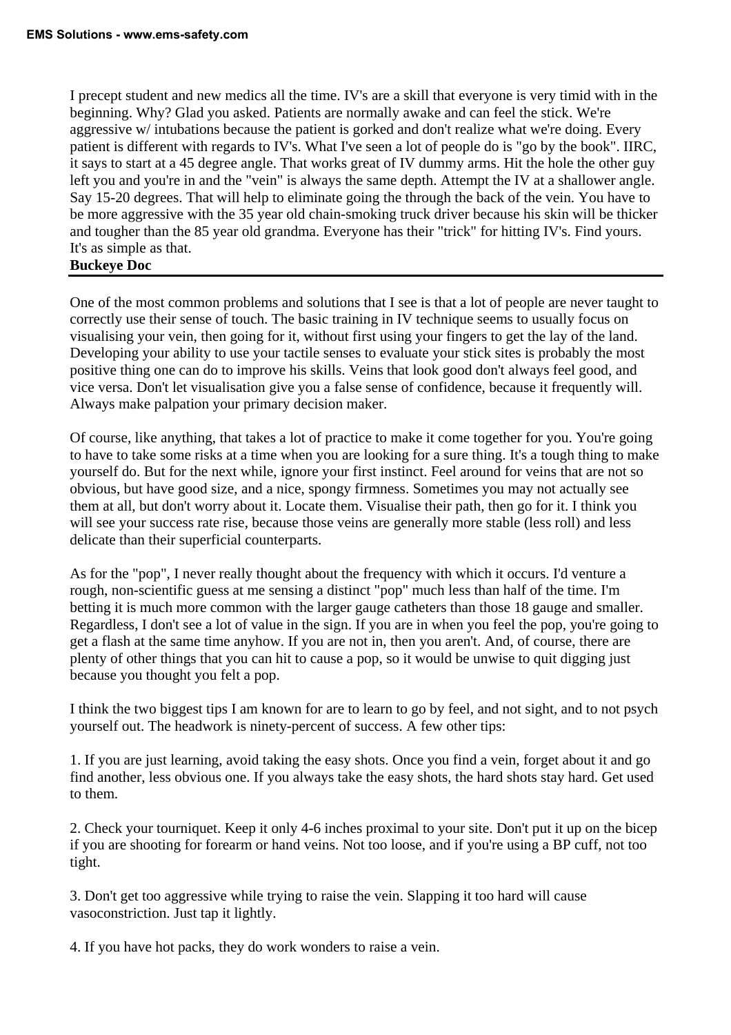I precept student and new medics all the time. IV's are a skill that everyone is very timid with in the beginning. Why? Glad you asked. Patients are normally awake and can feel the stick. We're aggressive w/ intubations because the patient is gorked and don't realize what we're doing. Every patient is different with regards to IV's. What I've seen a lot of people do is "go by the book". IIRC, it says to start at a 45 degree angle. That works great of IV dummy arms. Hit the hole the other guy left you and you're in and the "vein" is always the same depth. Attempt the IV at a shallower angle. Say 15-20 degrees. That will help to eliminate going the through the back of the vein. You have to be more aggressive with the 35 year old chain-smoking truck driver because his skin will be thicker and tougher than the 85 year old grandma. Everyone has their "trick" for hitting IV's. Find yours. It's as simple as that.

**Buckeye Doc**

---

One of the most common problems and solutions that I see is that a lot of people are never taught to correctly use their sense of touch. The basic training in IV technique seems to usually focus on visualising your vein, then going for it, without first using your fingers to get the lay of the land. Developing your ability to use your tactile senses to evaluate your stick sites is probably the most positive thing one can do to improve his skills. Veins that look good don't always feel good, and vice versa. Don't let visualisation give you a false sense of confidence, because it frequently will. Always make palpation your primary decision maker.

Of course, like anything, that takes a lot of practice to make it come together for you. You're going to have to take some risks at a time when you are looking for a sure thing. It's a tough thing to make yourself do. But for the next while, ignore your first instinct. Feel around for veins that are not so obvious, but have good size, and a nice, spongy firmness. Sometimes you may not actually see them at all, but don't worry about it. Locate them. Visualise their path, then go for it. I think you will see your success rate rise, because those veins are generally more stable (less roll) and less delicate than their superficial counterparts.

As for the "pop", I never really thought about the frequency with which it occurs. I'd venture a rough, non-scientific guess at me sensing a distinct "pop" much less than half of the time. I'm betting it is much more common with the larger gauge catheters than those 18 gauge and smaller. Regardless, I don't see a lot of value in the sign. If you are in when you feel the pop, you're going to get a flash at the same time anyhow. If you are not in, then you aren't. And, of course, there are plenty of other things that you can hit to cause a pop, so it would be unwise to quit digging just because you thought you felt a pop.

I think the two biggest tips I am known for are to learn to go by feel, and not sight, and to not psych yourself out. The headwork is ninety-percent of success. A few other tips:

1. If you are just learning, avoid taking the easy shots. Once you find a vein, forget about it and go find another, less obvious one. If you always take the easy shots, the hard shots stay hard. Get used to them.

2. Check your tourniquet. Keep it only 4-6 inches proximal to your site. Don't put it up on the bicep if you are shooting for forearm or hand veins. Not too loose, and if you're using a BP cuff, not too tight.

3. Don't get too aggressive while trying to raise the vein. Slapping it too hard will cause vasoconstriction. Just tap it lightly.

4. If you have hot packs, they do work wonders to raise a vein.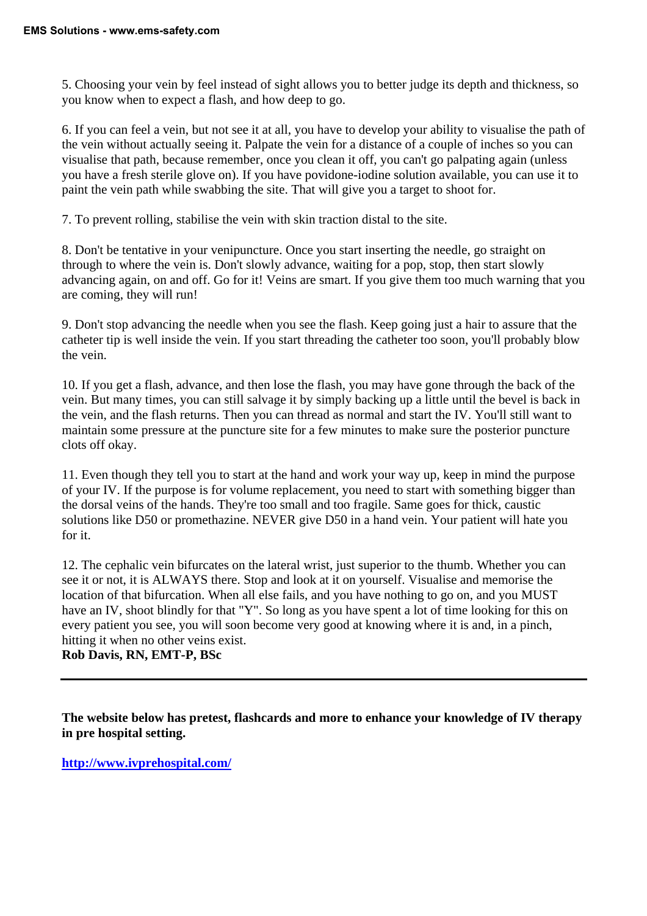5. Choosing your vein by feel instead of sight allows you to better judge its depth and thickness, so you know when to expect a flash, and how deep to go.

6. If you can feel a vein, but not see it at all, you have to develop your ability to visualise the path of the vein without actually seeing it. Palpate the vein for a distance of a couple of inches so you can visualise that path, because remember, once you clean it off, you can't go palpating again (unless you have a fresh sterile glove on). If you have povidone-iodine solution available, you can use it to paint the vein path while swabbing the site. That will give you a target to shoot for.

7. To prevent rolling, stabilise the vein with skin traction distal to the site.

8. Don't be tentative in your venipuncture. Once you start inserting the needle, go straight on through to where the vein is. Don't slowly advance, waiting for a pop, stop, then start slowly advancing again, on and off. Go for it! Veins are smart. If you give them too much warning that you are coming, they will run!

9. Don't stop advancing the needle when you see the flash. Keep going just a hair to assure that the catheter tip is well inside the vein. If you start threading the catheter too soon, you'll probably blow the vein.

10. If you get a flash, advance, and then lose the flash, you may have gone through the back of the vein. But many times, you can still salvage it by simply backing up a little until the bevel is back in the vein, and the flash returns. Then you can thread as normal and start the IV. You'll still want to maintain some pressure at the puncture site for a few minutes to make sure the posterior puncture clots off okay.

11. Even though they tell you to start at the hand and work your way up, keep in mind the purpose of your IV. If the purpose is for volume replacement, you need to start with something bigger than the dorsal veins of the hands. They're too small and too fragile. Same goes for thick, caustic solutions like D50 or promethazine. NEVER give D50 in a hand vein. Your patient will hate you for it.

12. The cephalic vein bifurcates on the lateral wrist, just superior to the thumb. Whether you can see it or not, it is ALWAYS there. Stop and look at it on yourself. Visualise and memorise the location of that bifurcation. When all else fails, and you have nothing to go on, and you MUST have an IV, shoot blindly for that "Y". So long as you have spent a lot of time looking for this on every patient you see, you will soon become very good at knowing where it is and, in a pinch, hitting it when no other veins exist.

**Rob Davis, RN, EMT-P, BSc**

---

**The website below has pretest, flashcards and more to enhance your knowledge of IV therapy in pre hospital setting.**

**http://www.ivprehospital.com/**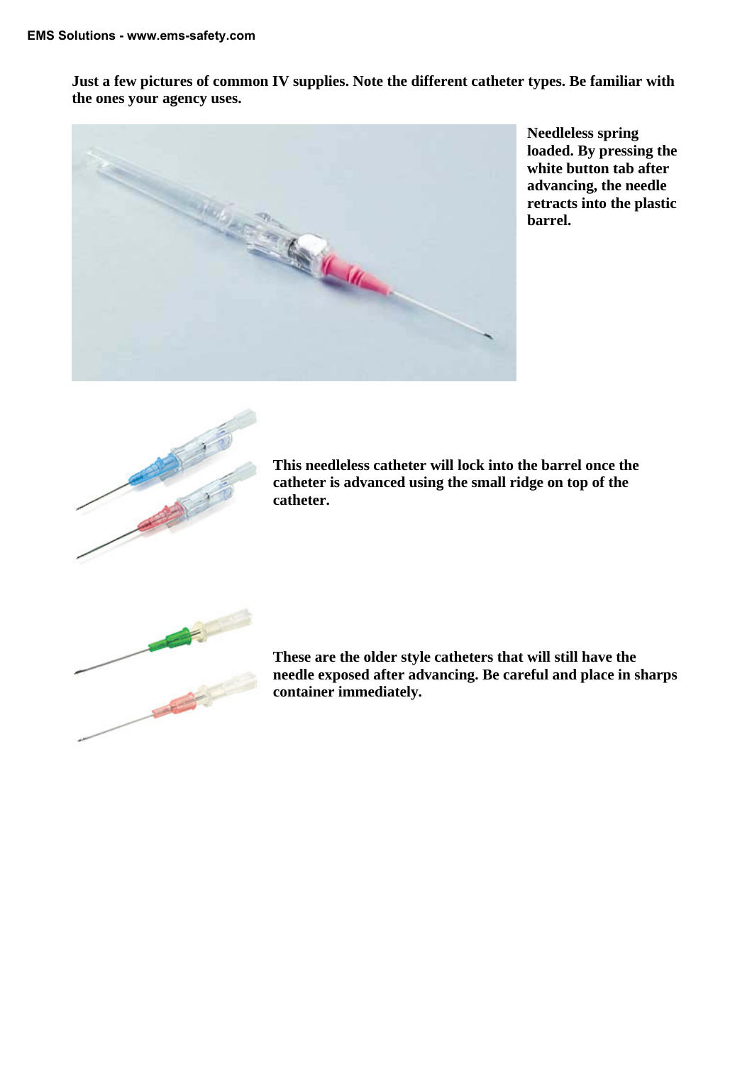**Just a few pictures of common IV supplies. Note the different catheter types. Be familiar with the ones your agency uses.**

**Needleless spring loaded. By pressing the white button tab after advancing, the needle retracts into the plastic barrel.**

**This needleless catheter will lock into the barrel once the catheter is advanced using the small ridge on top of the catheter.**

**These are the older style catheters that will still have the needle exposed after advancing. Be careful and place in sharps container immediately.**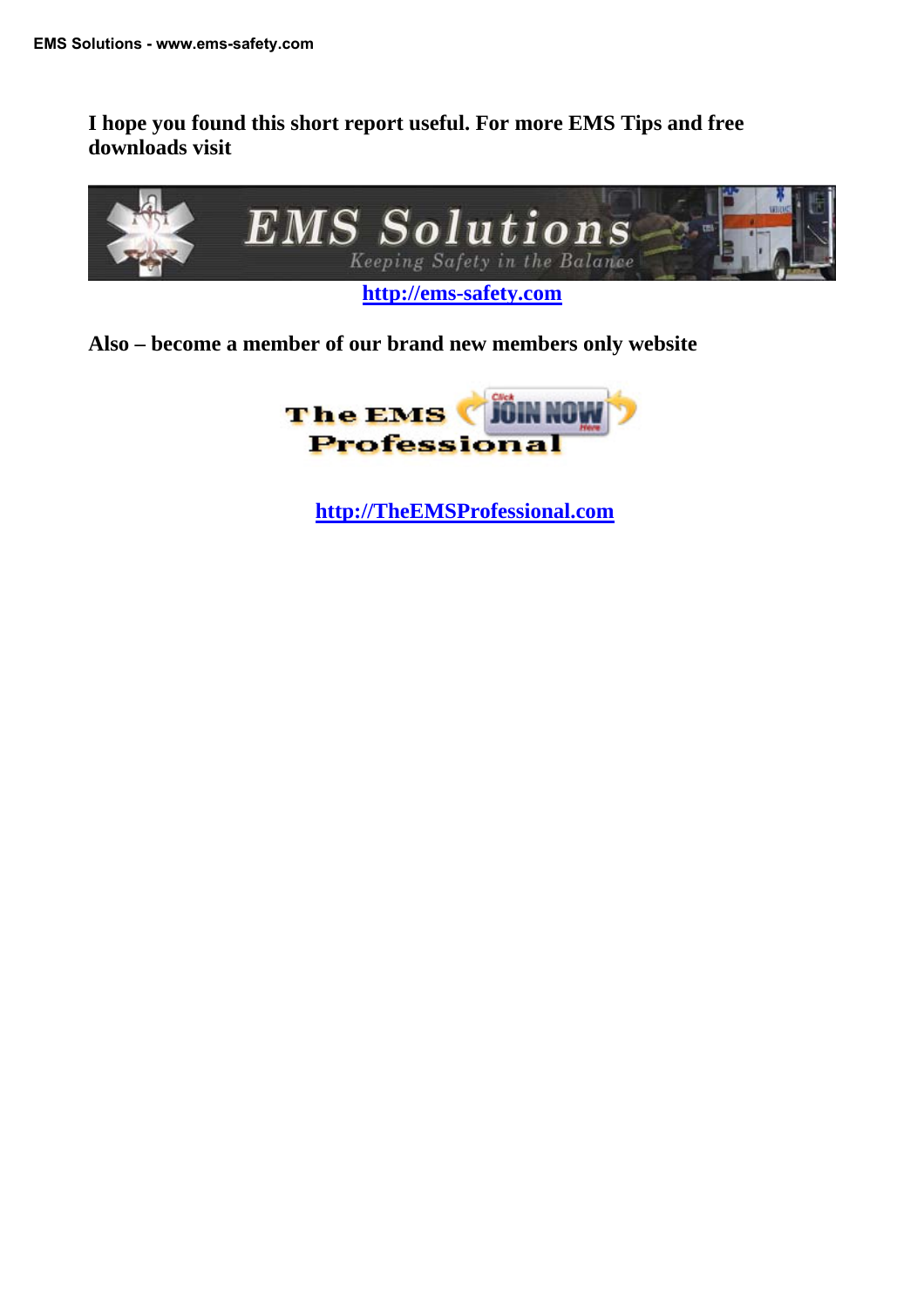**I hope you found this short report useful. For more EMS Tips and free downloads visit**

**http://ems-safety.com**

**Also – become a member of our brand new members only website**

**http://TheEMSProfessional.com**